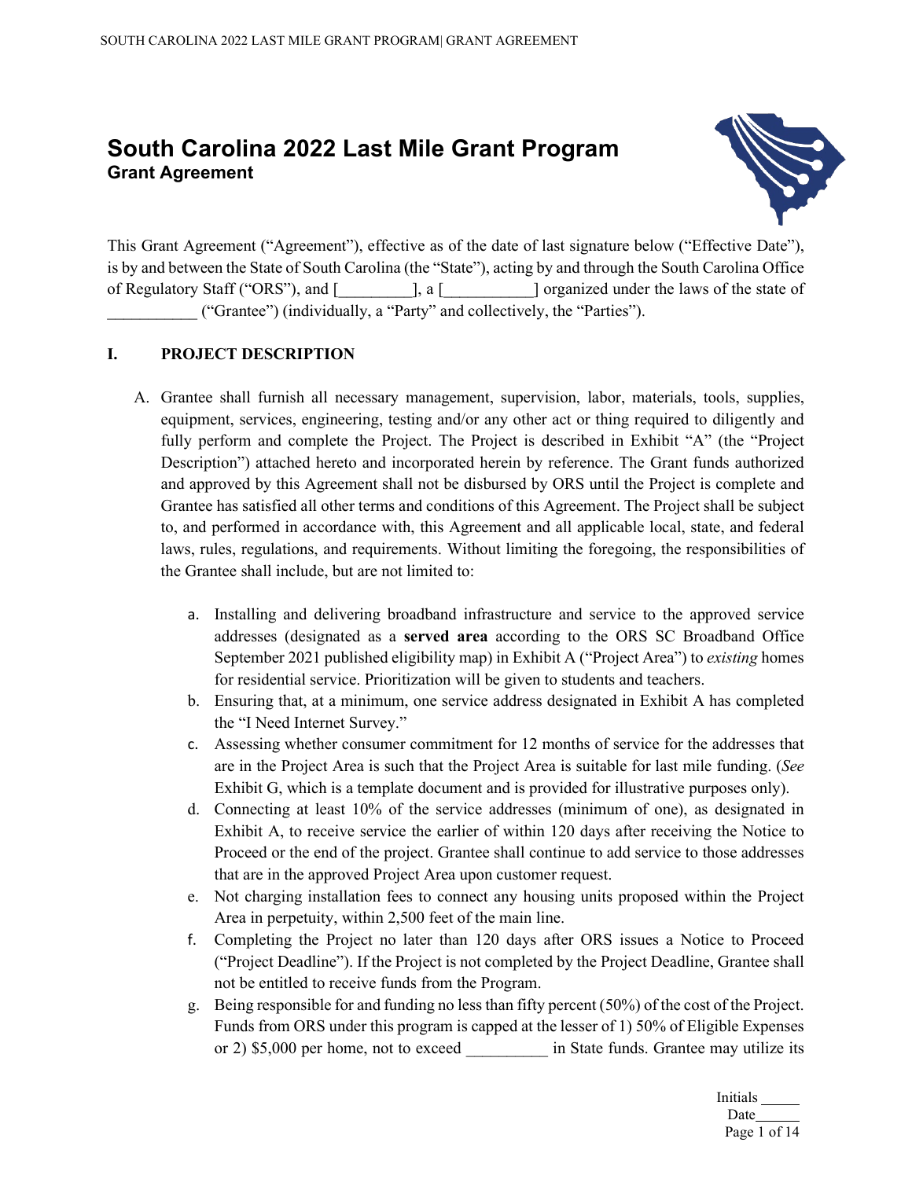# South Carolina 2022 Last Mile Grant Program
## Grant Agreement

This Grant Agreement ("Agreement"), effective as of the date of last signature below ("Effective Date"), is by and between the State of South Carolina (the "State"), acting by and through the South Carolina Office of Regulatory Staff ("ORS"), and [_________], a [___________] organized under the laws of the state of ___________ ("Grantee") (individually, a "Party" and collectively, the "Parties").

## I. PROJECT DESCRIPTION

A. Grantee shall furnish all necessary management, supervision, labor, materials, tools, supplies, equipment, services, engineering, testing and/or any other act or thing required to diligently and fully perform and complete the Project. The Project is described in Exhibit "A" (the "Project Description") attached hereto and incorporated herein by reference. The Grant funds authorized and approved by this Agreement shall not be disbursed by ORS until the Project is complete and Grantee has satisfied all other terms and conditions of this Agreement. The Project shall be subject to, and performed in accordance with, this Agreement and all applicable local, state, and federal laws, rules, regulations, and requirements. Without limiting the foregoing, the responsibilities of the Grantee shall include, but are not limited to:

   a. Installing and delivering broadband infrastructure and service to the approved service addresses (designated as a **served area** according to the ORS SC Broadband Office September 2021 published eligibility map) in Exhibit A ("Project Area") to *existing* homes for residential service. Prioritization will be given to students and teachers.

   b. Ensuring that, at a minimum, one service address designated in Exhibit A has completed the "I Need Internet Survey."

   c. Assessing whether consumer commitment for 12 months of service for the addresses that are in the Project Area is such that the Project Area is suitable for last mile funding. (*See* Exhibit G, which is a template document and is provided for illustrative purposes only).

   d. Connecting at least 10% of the service addresses (minimum of one), as designated in Exhibit A, to receive service the earlier of within 120 days after receiving the Notice to Proceed or the end of the project. Grantee shall continue to add service to those addresses that are in the approved Project Area upon customer request.

   e. Not charging installation fees to connect any housing units proposed within the Project Area in perpetuity, within 2,500 feet of the main line.

   f. Completing the Project no later than 120 days after ORS issues a Notice to Proceed ("Project Deadline"). If the Project is not completed by the Project Deadline, Grantee shall not be entitled to receive funds from the Program.

   g. Being responsible for and funding no less than fifty percent (50%) of the cost of the Project. Funds from ORS under this program is capped at the lesser of 1) 50% of Eligible Expenses or 2) $5,000 per home, not to exceed __________ in State funds. Grantee may utilize its

Initials _____
Date_____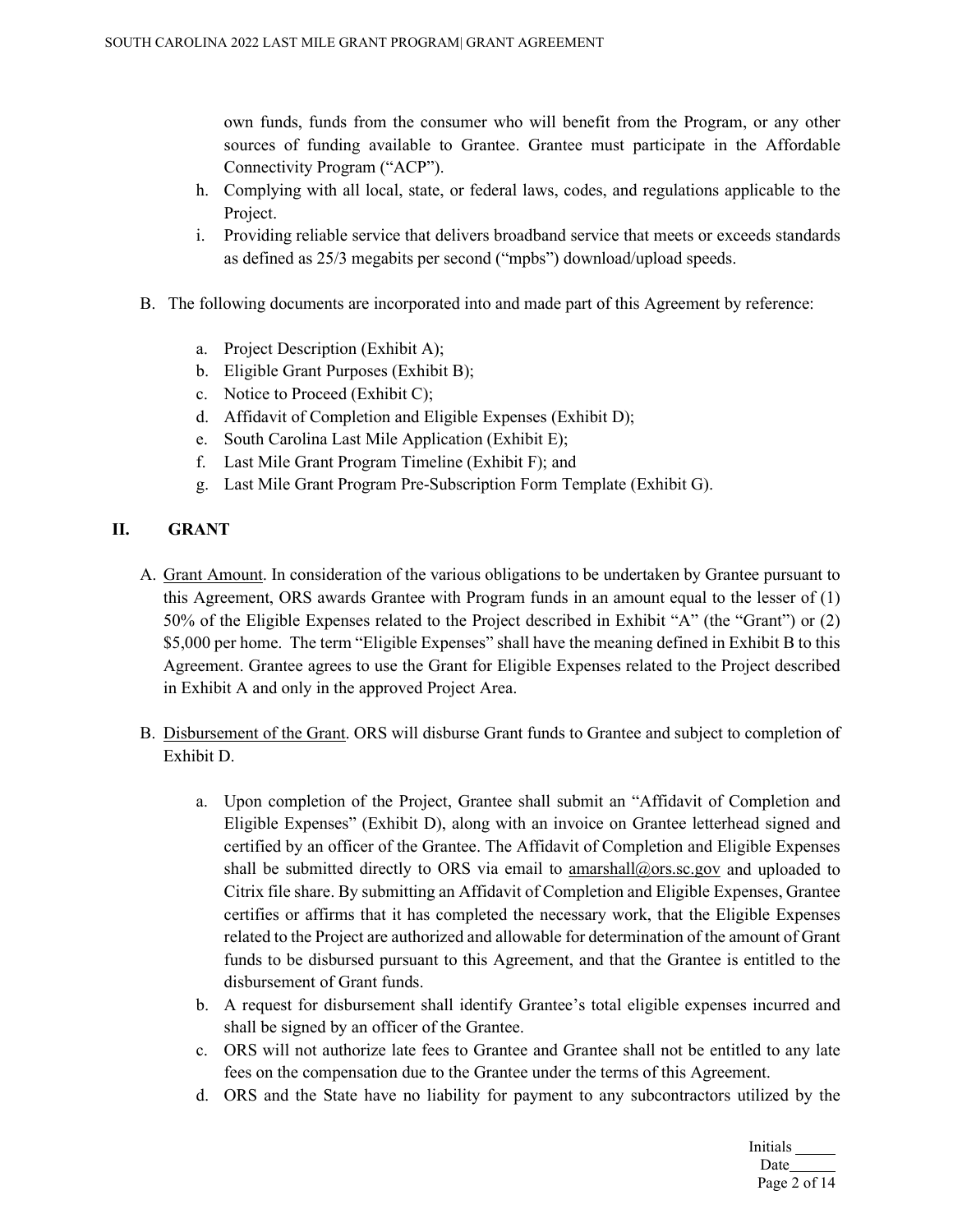own funds, funds from the consumer who will benefit from the Program, or any other sources of funding available to Grantee. Grantee must participate in the Affordable Connectivity Program ("ACP").

h. Complying with all local, state, or federal laws, codes, and regulations applicable to the Project.
i. Providing reliable service that delivers broadband service that meets or exceeds standards as defined as 25/3 megabits per second ("mpbs") download/upload speeds.

B. The following documents are incorporated into and made part of this Agreement by reference:

a. Project Description (Exhibit A);
b. Eligible Grant Purposes (Exhibit B);
c. Notice to Proceed (Exhibit C);
d. Affidavit of Completion and Eligible Expenses (Exhibit D);
e. South Carolina Last Mile Application (Exhibit E);
f. Last Mile Grant Program Timeline (Exhibit F); and
g. Last Mile Grant Program Pre-Subscription Form Template (Exhibit G).

## II. GRANT

A. Grant Amount. In consideration of the various obligations to be undertaken by Grantee pursuant to this Agreement, ORS awards Grantee with Program funds in an amount equal to the lesser of (1) 50% of the Eligible Expenses related to the Project described in Exhibit "A" (the "Grant") or (2) $5,000 per home. The term "Eligible Expenses" shall have the meaning defined in Exhibit B to this Agreement. Grantee agrees to use the Grant for Eligible Expenses related to the Project described in Exhibit A and only in the approved Project Area.

B. Disbursement of the Grant. ORS will disburse Grant funds to Grantee and subject to completion of Exhibit D.

a. Upon completion of the Project, Grantee shall submit an "Affidavit of Completion and Eligible Expenses" (Exhibit D), along with an invoice on Grantee letterhead signed and certified by an officer of the Grantee. The Affidavit of Completion and Eligible Expenses shall be submitted directly to ORS via email to amarshall@ors.sc.gov and uploaded to Citrix file share. By submitting an Affidavit of Completion and Eligible Expenses, Grantee certifies or affirms that it has completed the necessary work, that the Eligible Expenses related to the Project are authorized and allowable for determination of the amount of Grant funds to be disbursed pursuant to this Agreement, and that the Grantee is entitled to the disbursement of Grant funds.
b. A request for disbursement shall identify Grantee's total eligible expenses incurred and shall be signed by an officer of the Grantee.
c. ORS will not authorize late fees to Grantee and Grantee shall not be entitled to any late fees on the compensation due to the Grantee under the terms of this Agreement.
d. ORS and the State have no liability for payment to any subcontractors utilized by the

Initials _____
Date_____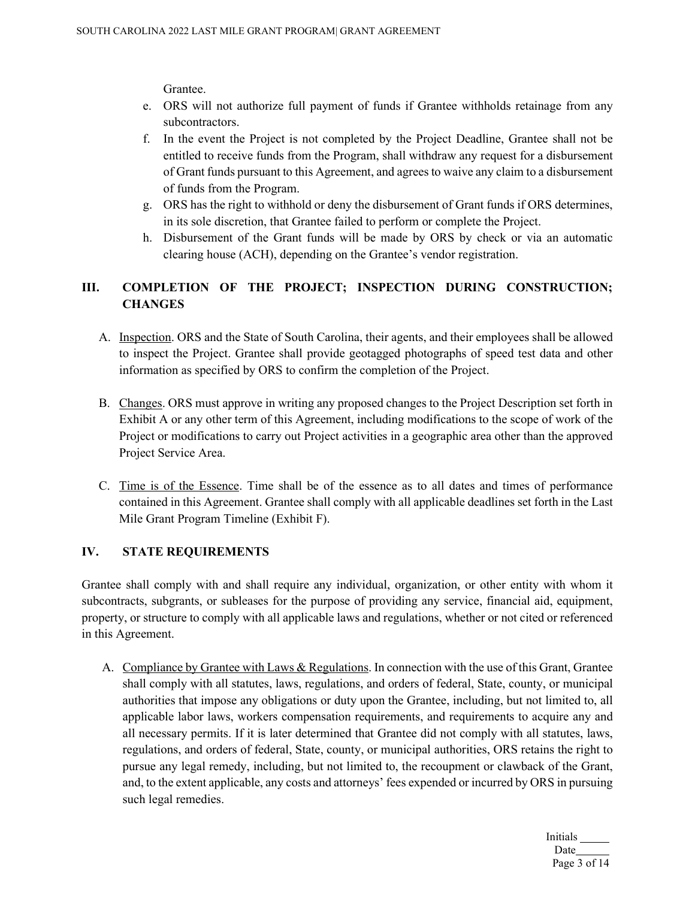Grantee.

e. ORS will not authorize full payment of funds if Grantee withholds retainage from any subcontractors.
f. In the event the Project is not completed by the Project Deadline, Grantee shall not be entitled to receive funds from the Program, shall withdraw any request for a disbursement of Grant funds pursuant to this Agreement, and agrees to waive any claim to a disbursement of funds from the Program.
g. ORS has the right to withhold or deny the disbursement of Grant funds if ORS determines, in its sole discretion, that Grantee failed to perform or complete the Project.
h. Disbursement of the Grant funds will be made by ORS by check or via an automatic clearing house (ACH), depending on the Grantee's vendor registration.

## III. COMPLETION OF THE PROJECT; INSPECTION DURING CONSTRUCTION; CHANGES

A. Inspection. ORS and the State of South Carolina, their agents, and their employees shall be allowed to inspect the Project. Grantee shall provide geotagged photographs of speed test data and other information as specified by ORS to confirm the completion of the Project.

B. Changes. ORS must approve in writing any proposed changes to the Project Description set forth in Exhibit A or any other term of this Agreement, including modifications to the scope of work of the Project or modifications to carry out Project activities in a geographic area other than the approved Project Service Area.

C. Time is of the Essence. Time shall be of the essence as to all dates and times of performance contained in this Agreement. Grantee shall comply with all applicable deadlines set forth in the Last Mile Grant Program Timeline (Exhibit F).

## IV. STATE REQUIREMENTS

Grantee shall comply with and shall require any individual, organization, or other entity with whom it subcontracts, subgrants, or subleases for the purpose of providing any service, financial aid, equipment, property, or structure to comply with all applicable laws and regulations, whether or not cited or referenced in this Agreement.

A. Compliance by Grantee with Laws & Regulations. In connection with the use of this Grant, Grantee shall comply with all statutes, laws, regulations, and orders of federal, State, county, or municipal authorities that impose any obligations or duty upon the Grantee, including, but not limited to, all applicable labor laws, workers compensation requirements, and requirements to acquire any and all necessary permits. If it is later determined that Grantee did not comply with all statutes, laws, regulations, and orders of federal, State, county, or municipal authorities, ORS retains the right to pursue any legal remedy, including, but not limited to, the recoupment or clawback of the Grant, and, to the extent applicable, any costs and attorneys' fees expended or incurred by ORS in pursuing such legal remedies.

Initials _____
Date_____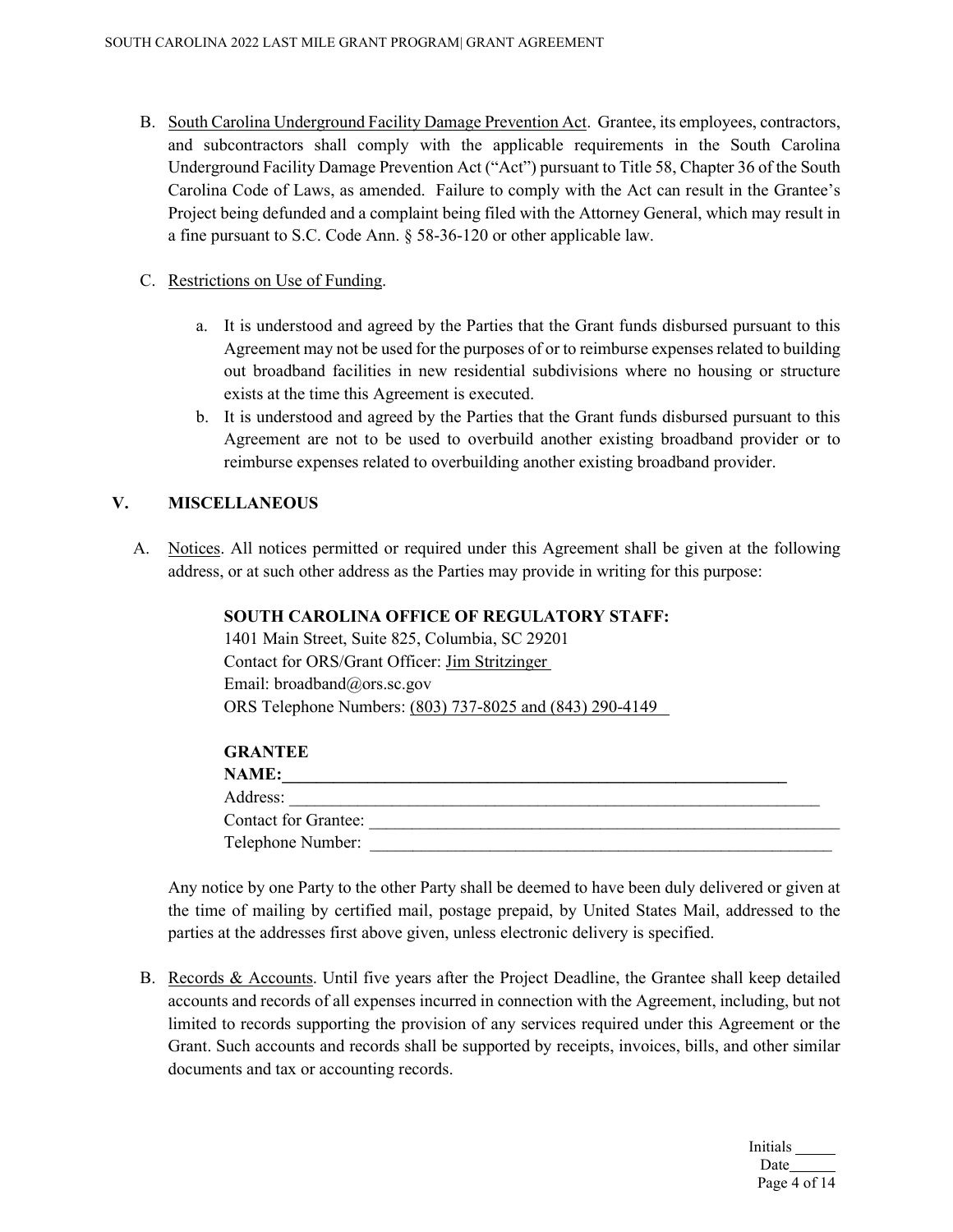B. South Carolina Underground Facility Damage Prevention Act. Grantee, its employees, contractors, and subcontractors shall comply with the applicable requirements in the South Carolina Underground Facility Damage Prevention Act ("Act") pursuant to Title 58, Chapter 36 of the South Carolina Code of Laws, as amended. Failure to comply with the Act can result in the Grantee's Project being defunded and a complaint being filed with the Attorney General, which may result in a fine pursuant to S.C. Code Ann. § 58-36-120 or other applicable law.

C. Restrictions on Use of Funding.

   a. It is understood and agreed by the Parties that the Grant funds disbursed pursuant to this Agreement may not be used for the purposes of or to reimburse expenses related to building out broadband facilities in new residential subdivisions where no housing or structure exists at the time this Agreement is executed.

   b. It is understood and agreed by the Parties that the Grant funds disbursed pursuant to this Agreement are not to be used to overbuild another existing broadband provider or to reimburse expenses related to overbuilding another existing broadband provider.

## V. MISCELLANEOUS

A. Notices. All notices permitted or required under this Agreement shall be given at the following address, or at such other address as the Parties may provide in writing for this purpose:

**SOUTH CAROLINA OFFICE OF REGULATORY STAFF:**
1401 Main Street, Suite 825, Columbia, SC 29201
Contact for ORS/Grant Officer: Jim Stritzinger
Email: broadband@ors.sc.gov
ORS Telephone Numbers: (803) 737-8025 and (843) 290-4149

**GRANTEE**
**NAME:**________________________________________________
Address: ________________________________________________
Contact for Grantee: ______________________________________
Telephone Number: _______________________________________

Any notice by one Party to the other Party shall be deemed to have been duly delivered or given at the time of mailing by certified mail, postage prepaid, by United States Mail, addressed to the parties at the addresses first above given, unless electronic delivery is specified.

B. Records & Accounts. Until five years after the Project Deadline, the Grantee shall keep detailed accounts and records of all expenses incurred in connection with the Agreement, including, but not limited to records supporting the provision of any services required under this Agreement or the Grant. Such accounts and records shall be supported by receipts, invoices, bills, and other similar documents and tax or accounting records.

Initials _____
Date _____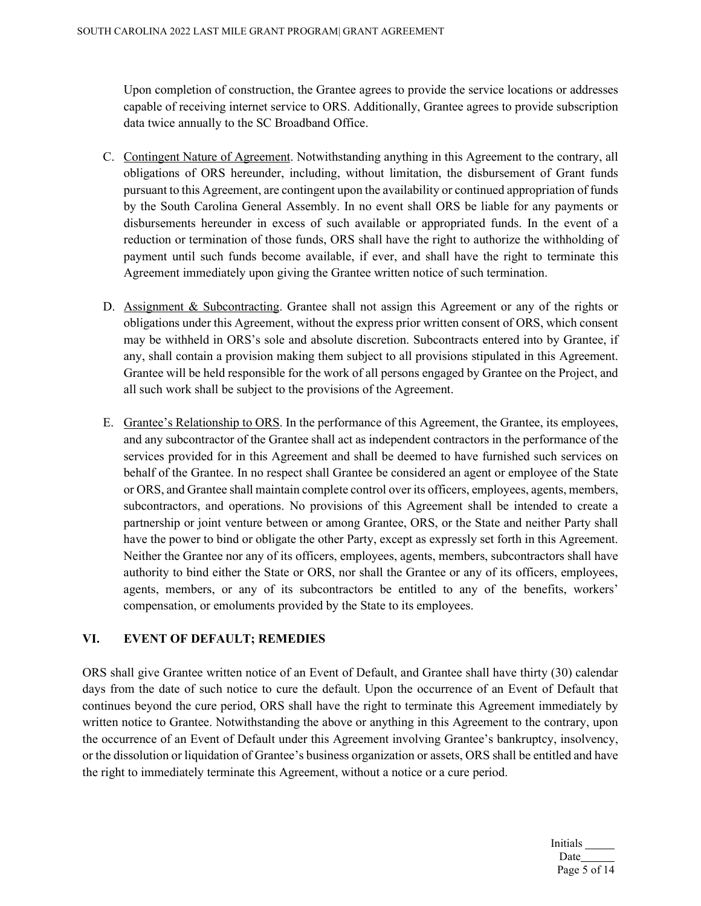Upon completion of construction, the Grantee agrees to provide the service locations or addresses capable of receiving internet service to ORS. Additionally, Grantee agrees to provide subscription data twice annually to the SC Broadband Office.

C. Contingent Nature of Agreement. Notwithstanding anything in this Agreement to the contrary, all obligations of ORS hereunder, including, without limitation, the disbursement of Grant funds pursuant to this Agreement, are contingent upon the availability or continued appropriation of funds by the South Carolina General Assembly. In no event shall ORS be liable for any payments or disbursements hereunder in excess of such available or appropriated funds. In the event of a reduction or termination of those funds, ORS shall have the right to authorize the withholding of payment until such funds become available, if ever, and shall have the right to terminate this Agreement immediately upon giving the Grantee written notice of such termination.

D. Assignment & Subcontracting. Grantee shall not assign this Agreement or any of the rights or obligations under this Agreement, without the express prior written consent of ORS, which consent may be withheld in ORS's sole and absolute discretion. Subcontracts entered into by Grantee, if any, shall contain a provision making them subject to all provisions stipulated in this Agreement. Grantee will be held responsible for the work of all persons engaged by Grantee on the Project, and all such work shall be subject to the provisions of the Agreement.

E. Grantee's Relationship to ORS. In the performance of this Agreement, the Grantee, its employees, and any subcontractor of the Grantee shall act as independent contractors in the performance of the services provided for in this Agreement and shall be deemed to have furnished such services on behalf of the Grantee. In no respect shall Grantee be considered an agent or employee of the State or ORS, and Grantee shall maintain complete control over its officers, employees, agents, members, subcontractors, and operations. No provisions of this Agreement shall be intended to create a partnership or joint venture between or among Grantee, ORS, or the State and neither Party shall have the power to bind or obligate the other Party, except as expressly set forth in this Agreement. Neither the Grantee nor any of its officers, employees, agents, members, subcontractors shall have authority to bind either the State or ORS, nor shall the Grantee or any of its officers, employees, agents, members, or any of its subcontractors be entitled to any of the benefits, workers' compensation, or emoluments provided by the State to its employees.

## VI. EVENT OF DEFAULT; REMEDIES

ORS shall give Grantee written notice of an Event of Default, and Grantee shall have thirty (30) calendar days from the date of such notice to cure the default. Upon the occurrence of an Event of Default that continues beyond the cure period, ORS shall have the right to terminate this Agreement immediately by written notice to Grantee. Notwithstanding the above or anything in this Agreement to the contrary, upon the occurrence of an Event of Default under this Agreement involving Grantee's bankruptcy, insolvency, or the dissolution or liquidation of Grantee's business organization or assets, ORS shall be entitled and have the right to immediately terminate this Agreement, without a notice or a cure period.

Initials _____
Date _____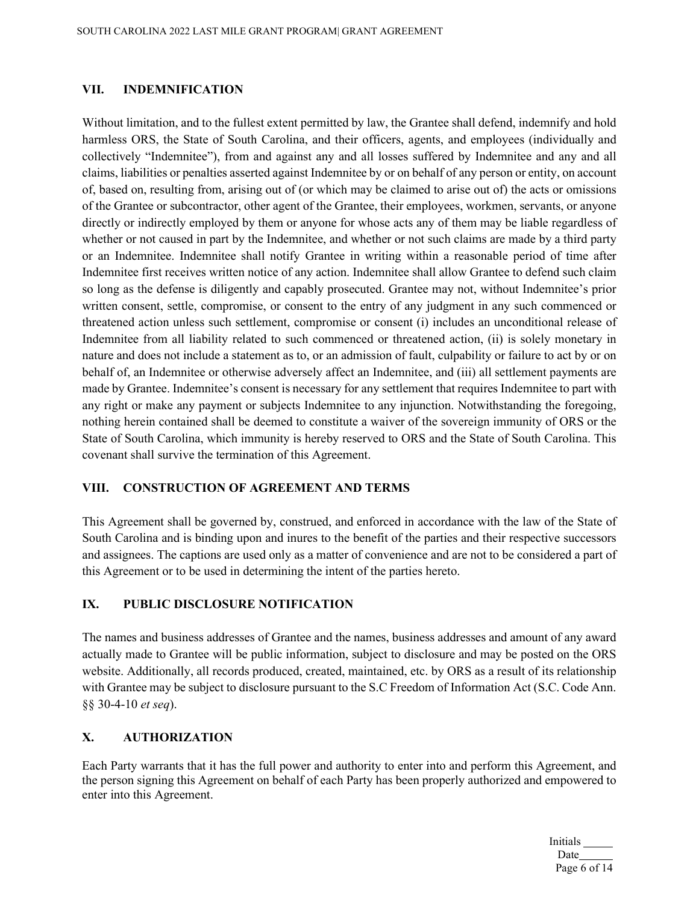## VII. INDEMNIFICATION

Without limitation, and to the fullest extent permitted by law, the Grantee shall defend, indemnify and hold harmless ORS, the State of South Carolina, and their officers, agents, and employees (individually and collectively "Indemnitee"), from and against any and all losses suffered by Indemnitee and any and all claims, liabilities or penalties asserted against Indemnitee by or on behalf of any person or entity, on account of, based on, resulting from, arising out of (or which may be claimed to arise out of) the acts or omissions of the Grantee or subcontractor, other agent of the Grantee, their employees, workmen, servants, or anyone directly or indirectly employed by them or anyone for whose acts any of them may be liable regardless of whether or not caused in part by the Indemnitee, and whether or not such claims are made by a third party or an Indemnitee. Indemnitee shall notify Grantee in writing within a reasonable period of time after Indemnitee first receives written notice of any action. Indemnitee shall allow Grantee to defend such claim so long as the defense is diligently and capably prosecuted. Grantee may not, without Indemnitee's prior written consent, settle, compromise, or consent to the entry of any judgment in any such commenced or threatened action unless such settlement, compromise or consent (i) includes an unconditional release of Indemnitee from all liability related to such commenced or threatened action, (ii) is solely monetary in nature and does not include a statement as to, or an admission of fault, culpability or failure to act by or on behalf of, an Indemnitee or otherwise adversely affect an Indemnitee, and (iii) all settlement payments are made by Grantee. Indemnitee's consent is necessary for any settlement that requires Indemnitee to part with any right or make any payment or subjects Indemnitee to any injunction. Notwithstanding the foregoing, nothing herein contained shall be deemed to constitute a waiver of the sovereign immunity of ORS or the State of South Carolina, which immunity is hereby reserved to ORS and the State of South Carolina. This covenant shall survive the termination of this Agreement.

## VIII. CONSTRUCTION OF AGREEMENT AND TERMS

This Agreement shall be governed by, construed, and enforced in accordance with the law of the State of South Carolina and is binding upon and inures to the benefit of the parties and their respective successors and assignees. The captions are used only as a matter of convenience and are not to be considered a part of this Agreement or to be used in determining the intent of the parties hereto.

## IX. PUBLIC DISCLOSURE NOTIFICATION

The names and business addresses of Grantee and the names, business addresses and amount of any award actually made to Grantee will be public information, subject to disclosure and may be posted on the ORS website. Additionally, all records produced, created, maintained, etc. by ORS as a result of its relationship with Grantee may be subject to disclosure pursuant to the S.C Freedom of Information Act (S.C. Code Ann. §§ 30-4-10 *et seq*).

## X. AUTHORIZATION

Each Party warrants that it has the full power and authority to enter into and perform this Agreement, and the person signing this Agreement on behalf of each Party has been properly authorized and empowered to enter into this Agreement.

Initials _____
Date _____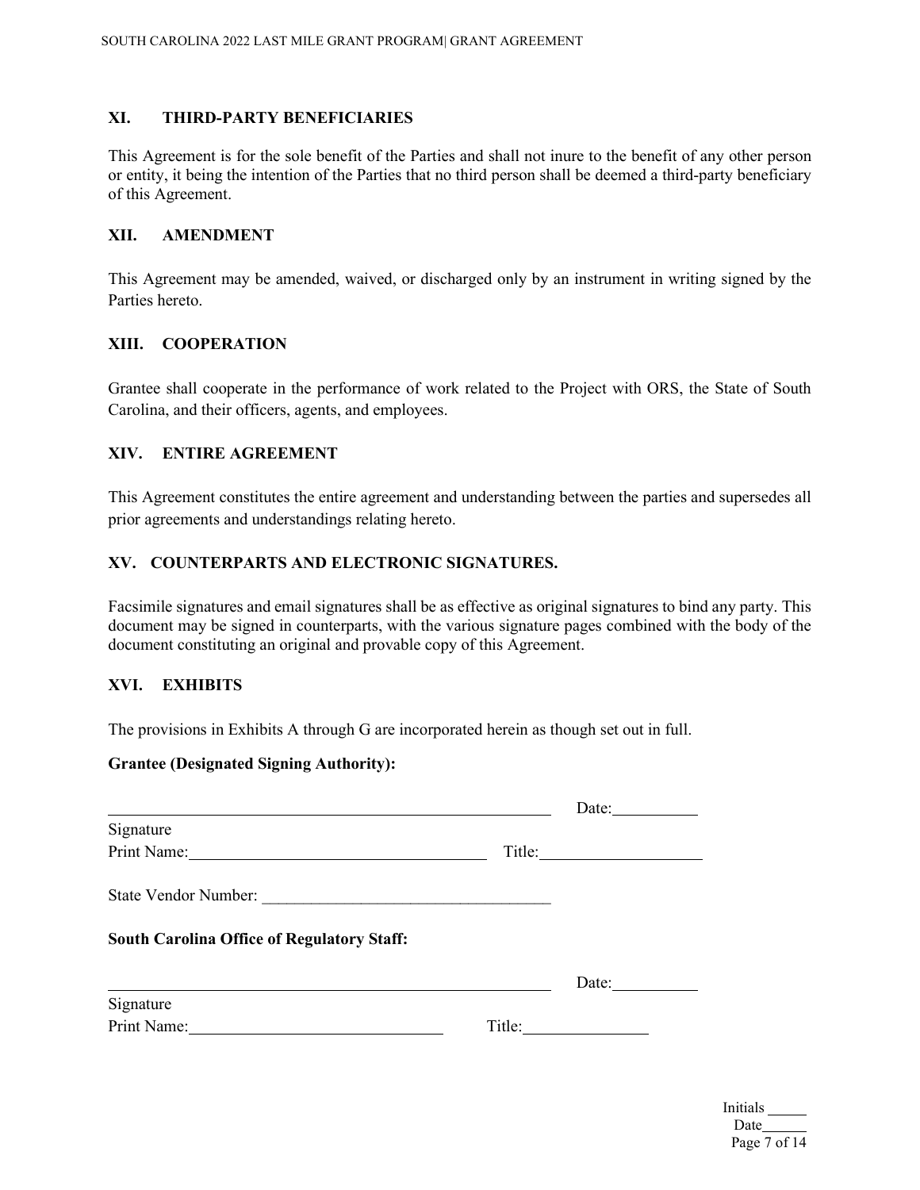## XI. THIRD-PARTY BENEFICIARIES

This Agreement is for the sole benefit of the Parties and shall not inure to the benefit of any other person or entity, it being the intention of the Parties that no third person shall be deemed a third-party beneficiary of this Agreement.

## XII. AMENDMENT

This Agreement may be amended, waived, or discharged only by an instrument in writing signed by the Parties hereto.

## XIII. COOPERATION

Grantee shall cooperate in the performance of work related to the Project with ORS, the State of South Carolina, and their officers, agents, and employees.

## XIV. ENTIRE AGREEMENT

This Agreement constitutes the entire agreement and understanding between the parties and supersedes all prior agreements and understandings relating hereto.

## XV. COUNTERPARTS AND ELECTRONIC SIGNATURES.

Facsimile signatures and email signatures shall be as effective as original signatures to bind any party. This document may be signed in counterparts, with the various signature pages combined with the body of the document constituting an original and provable copy of this Agreement.

## XVI. EXHIBITS

The provisions in Exhibits A through G are incorporated herein as though set out in full.

**Grantee (Designated Signing Authority):**

______________________________________________ Date:__________

Signature

Print Name:______________________________ Title:__________________

State Vendor Number: ______________________________

**South Carolina Office of Regulatory Staff:**

______________________________________________ Date:__________

Signature

Print Name:__________________________ Title:______________

Initials _____

Date______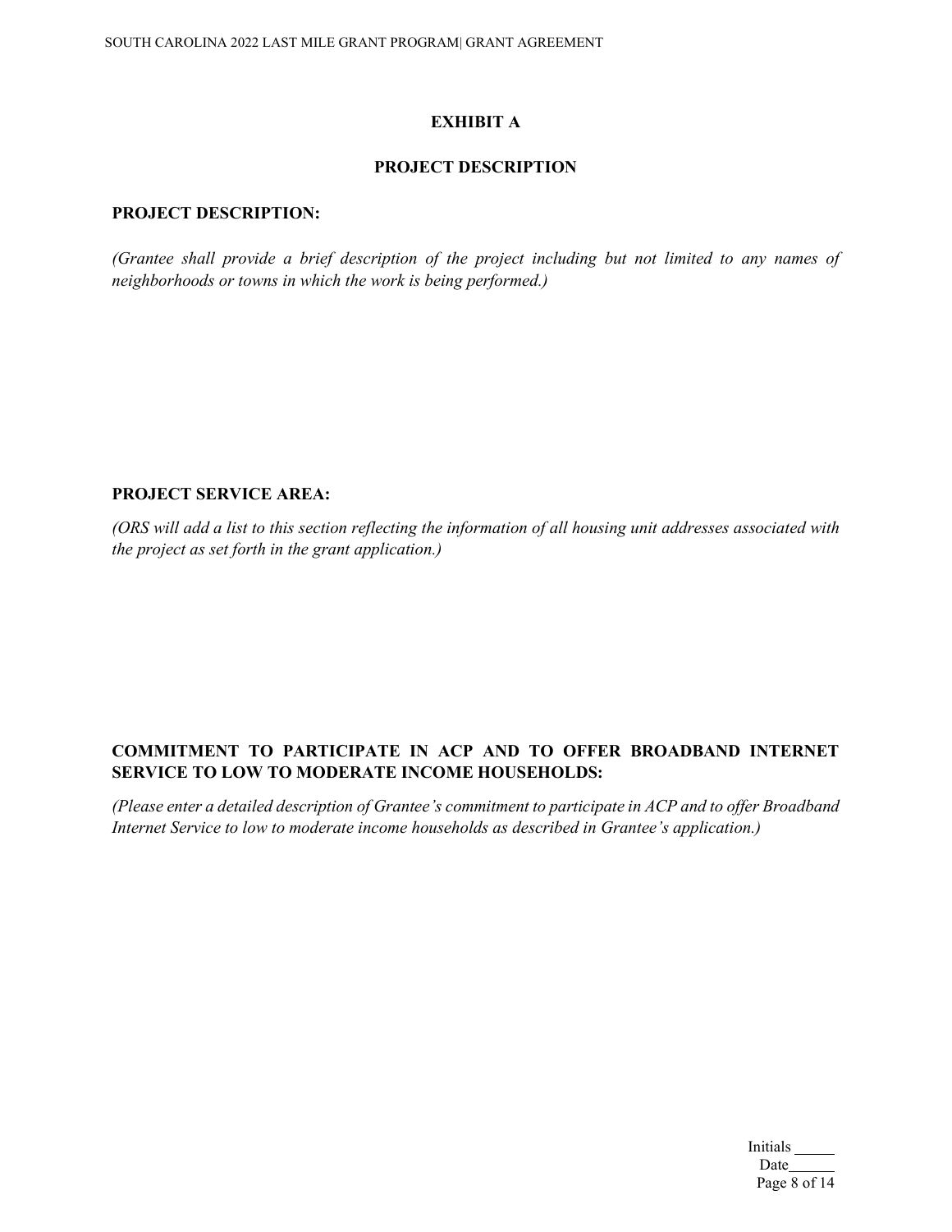# EXHIBIT A

## PROJECT DESCRIPTION

**PROJECT DESCRIPTION:**

*(Grantee shall provide a brief description of the project including but not limited to any names of neighborhoods or towns in which the work is being performed.)*

**PROJECT SERVICE AREA:**

*(ORS will add a list to this section reflecting the information of all housing unit addresses associated with the project as set forth in the grant application.)*

**COMMITMENT TO PARTICIPATE IN ACP AND TO OFFER BROADBAND INTERNET SERVICE TO LOW TO MODERATE INCOME HOUSEHOLDS:**

*(Please enter a detailed description of Grantee's commitment to participate in ACP and to offer Broadband Internet Service to low to moderate income households as described in Grantee's application.)*

Initials _____

Date______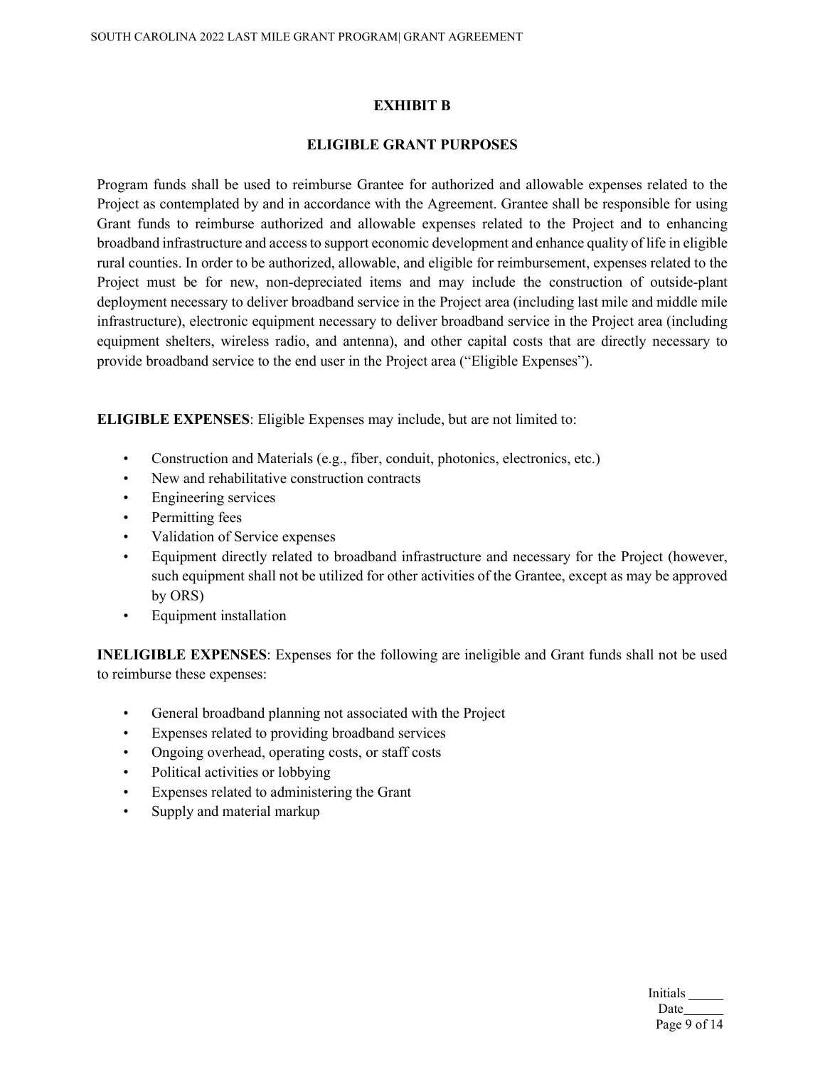# EXHIBIT B

## ELIGIBLE GRANT PURPOSES

Program funds shall be used to reimburse Grantee for authorized and allowable expenses related to the Project as contemplated by and in accordance with the Agreement. Grantee shall be responsible for using Grant funds to reimburse authorized and allowable expenses related to the Project and to enhancing broadband infrastructure and access to support economic development and enhance quality of life in eligible rural counties. In order to be authorized, allowable, and eligible for reimbursement, expenses related to the Project must be for new, non-depreciated items and may include the construction of outside-plant deployment necessary to deliver broadband service in the Project area (including last mile and middle mile infrastructure), electronic equipment necessary to deliver broadband service in the Project area (including equipment shelters, wireless radio, and antenna), and other capital costs that are directly necessary to provide broadband service to the end user in the Project area ("Eligible Expenses").

**ELIGIBLE EXPENSES**: Eligible Expenses may include, but are not limited to:

- Construction and Materials (e.g., fiber, conduit, photonics, electronics, etc.)
- New and rehabilitative construction contracts
- Engineering services
- Permitting fees
- Validation of Service expenses
- Equipment directly related to broadband infrastructure and necessary for the Project (however, such equipment shall not be utilized for other activities of the Grantee, except as may be approved by ORS)
- Equipment installation

**INELIGIBLE EXPENSES**: Expenses for the following are ineligible and Grant funds shall not be used to reimburse these expenses:

- General broadband planning not associated with the Project
- Expenses related to providing broadband services
- Ongoing overhead, operating costs, or staff costs
- Political activities or lobbying
- Expenses related to administering the Grant
- Supply and material markup

Initials _____
Date______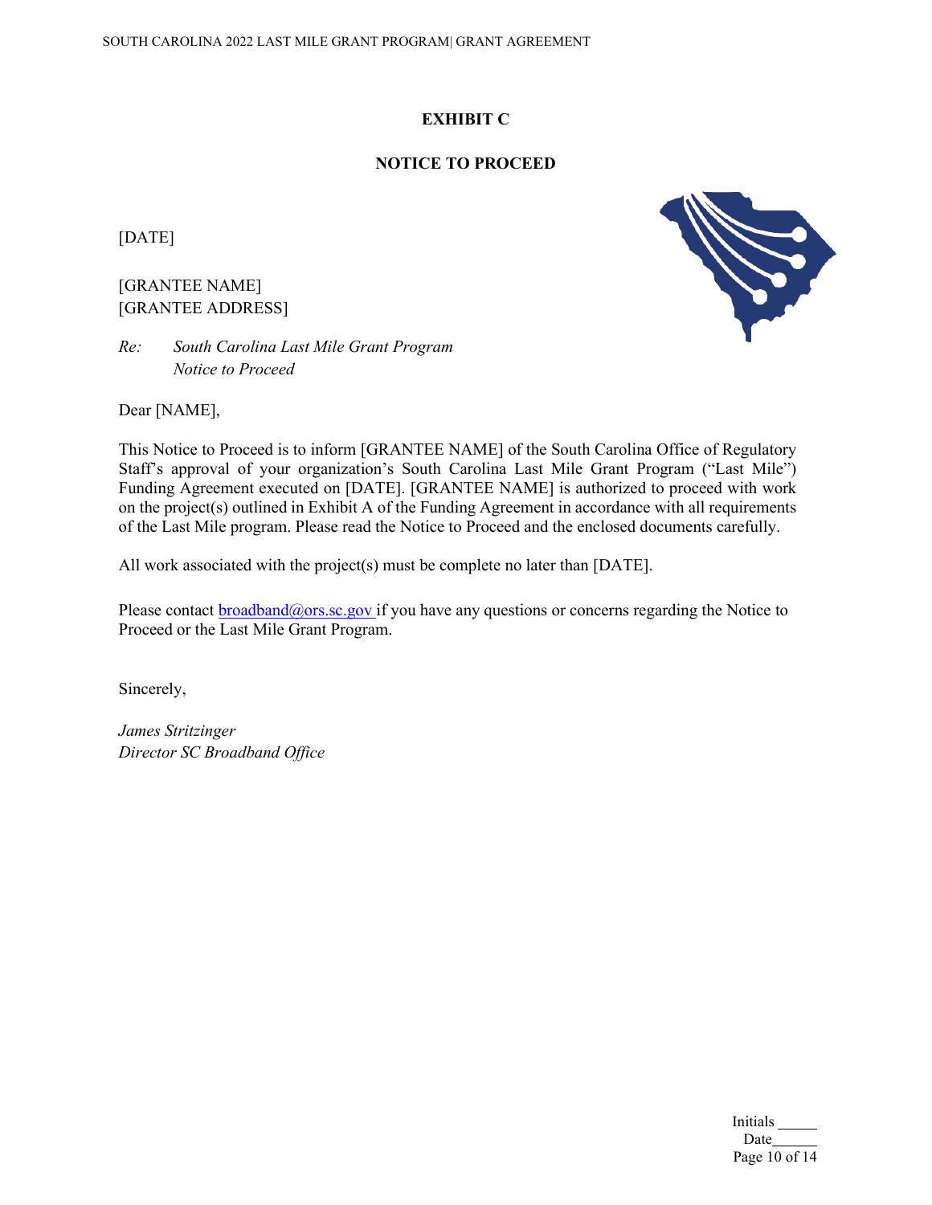# EXHIBIT C

## NOTICE TO PROCEED

[DATE]

[GRANTEE NAME]
[GRANTEE ADDRESS]

*Re: South Carolina Last Mile Grant Program*
*Notice to Proceed*

Dear [NAME],

This Notice to Proceed is to inform [GRANTEE NAME] of the South Carolina Office of Regulatory Staff's approval of your organization's South Carolina Last Mile Grant Program ("Last Mile") Funding Agreement executed on [DATE]. [GRANTEE NAME] is authorized to proceed with work on the project(s) outlined in Exhibit A of the Funding Agreement in accordance with all requirements of the Last Mile program. Please read the Notice to Proceed and the enclosed documents carefully.

All work associated with the project(s) must be complete no later than [DATE].

Please contact broadband@ors.sc.gov if you have any questions or concerns regarding the Notice to Proceed or the Last Mile Grant Program.

Sincerely,

*James Stritzinger*
*Director SC Broadband Office*

Initials _____
Date _____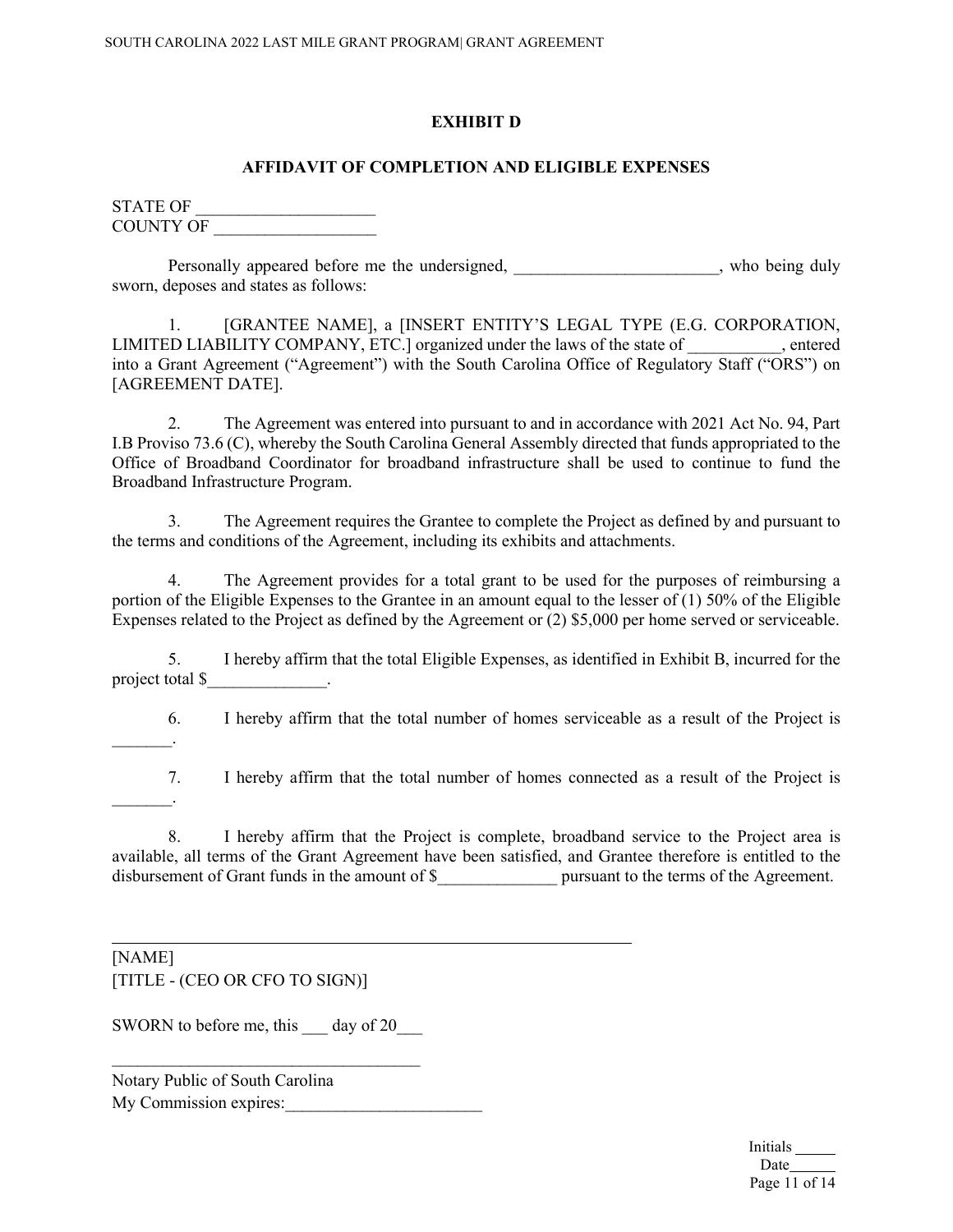# EXHIBIT D

## AFFIDAVIT OF COMPLETION AND ELIGIBLE EXPENSES

STATE OF ____________________
COUNTY OF __________________

Personally appeared before me the undersigned, _______________________, who being duly sworn, deposes and states as follows:

1. [GRANTEE NAME], a [INSERT ENTITY'S LEGAL TYPE (E.G. CORPORATION, LIMITED LIABILITY COMPANY, ETC.] organized under the laws of the state of ___________, entered into a Grant Agreement ("Agreement") with the South Carolina Office of Regulatory Staff ("ORS") on [AGREEMENT DATE].

2. The Agreement was entered into pursuant to and in accordance with 2021 Act No. 94, Part I.B Proviso 73.6 (C), whereby the South Carolina General Assembly directed that funds appropriated to the Office of Broadband Coordinator for broadband infrastructure shall be used to continue to fund the Broadband Infrastructure Program.

3. The Agreement requires the Grantee to complete the Project as defined by and pursuant to the terms and conditions of the Agreement, including its exhibits and attachments.

4. The Agreement provides for a total grant to be used for the purposes of reimbursing a portion of the Eligible Expenses to the Grantee in an amount equal to the lesser of (1) 50% of the Eligible Expenses related to the Project as defined by the Agreement or (2) $5,000 per home served or serviceable.

5. I hereby affirm that the total Eligible Expenses, as identified in Exhibit B, incurred for the project total $______________.

6. I hereby affirm that the total number of homes serviceable as a result of the Project is _______.

7. I hereby affirm that the total number of homes connected as a result of the Project is _______.

8. I hereby affirm that the Project is complete, broadband service to the Project area is available, all terms of the Grant Agreement have been satisfied, and Grantee therefore is entitled to the disbursement of Grant funds in the amount of $______________ pursuant to the terms of the Agreement.

_______________________________________________

[NAME]
[TITLE - (CEO OR CFO TO SIGN)]

SWORN to before me, this ___ day of 20___

___________________________________
Notary Public of South Carolina
My Commission expires:_______________________

Initials _____
Date______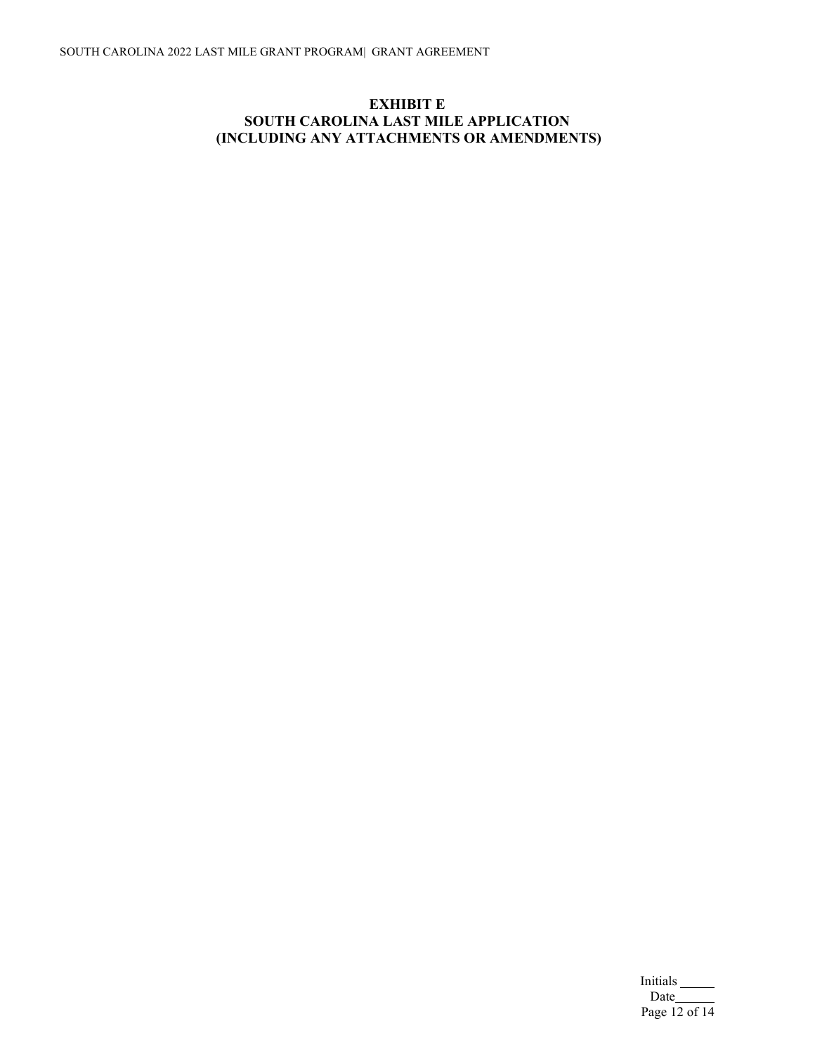# EXHIBIT E
# SOUTH CAROLINA LAST MILE APPLICATION
# (INCLUDING ANY ATTACHMENTS OR AMENDMENTS)

Initials \_\_\_\_\_
Date\_\_\_\_\_\_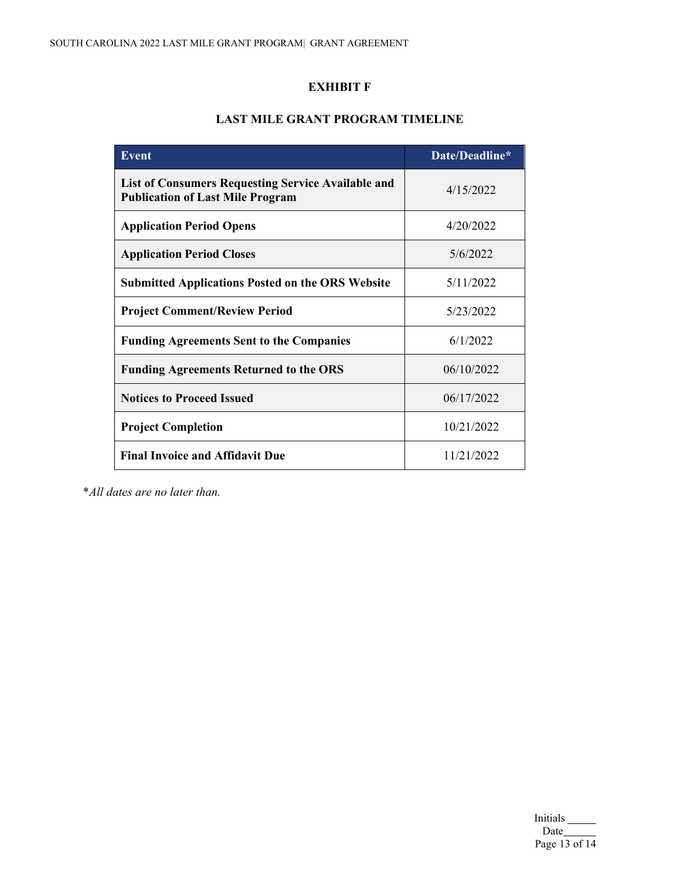## EXHIBIT F

## LAST MILE GRANT PROGRAM TIMELINE

| Event | Date/Deadline* |
|---|---|
| **List of Consumers Requesting Service Available and Publication of Last Mile Program** | 4/15/2022 |
| **Application Period Opens** | 4/20/2022 |
| **Application Period Closes** | 5/6/2022 |
| **Submitted Applications Posted on the ORS Website** | 5/11/2022 |
| **Project Comment/Review Period** | 5/23/2022 |
| **Funding Agreements Sent to the Companies** | 6/1/2022 |
| **Funding Agreements Returned to the ORS** | 06/10/2022 |
| **Notices to Proceed Issued** | 06/17/2022 |
| **Project Completion** | 10/21/2022 |
| **Final Invoice and Affidavit Due** | 11/21/2022 |

**All dates are no later than.*

Initials _____
Date______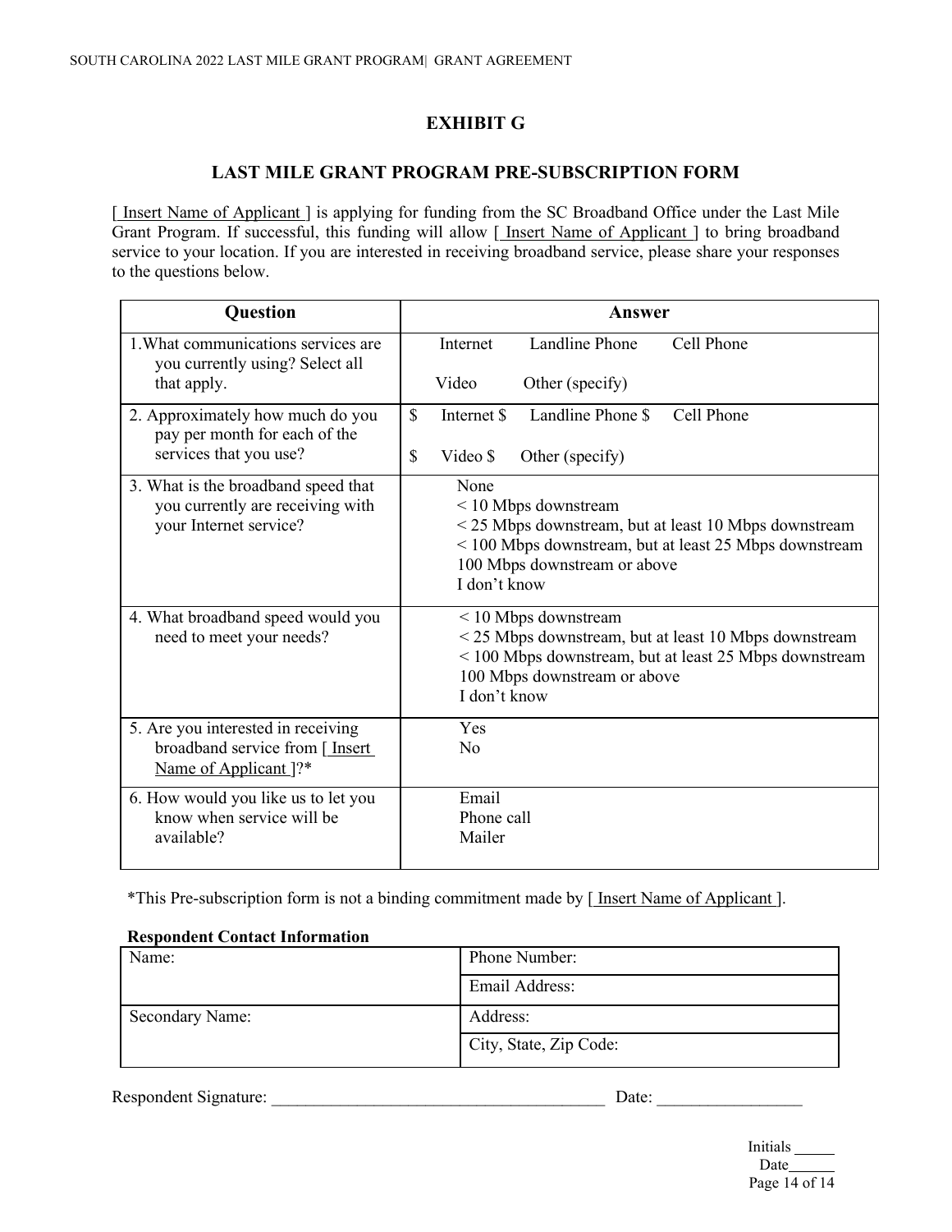# EXHIBIT G

## LAST MILE GRANT PROGRAM PRE-SUBSCRIPTION FORM

[ Insert Name of Applicant ] is applying for funding from the SC Broadband Office under the Last Mile Grant Program. If successful, this funding will allow [ Insert Name of Applicant ] to bring broadband service to your location. If you are interested in receiving broadband service, please share your responses to the questions below.

| Question | Answer |
|---|---|
| 1. What communications services are you currently using? Select all that apply. | Internet Landline Phone Cell Phone<br>Video Other (specify) |
| 2. Approximately how much do you pay per month for each of the services that you use? | $ Internet $ Landline Phone $ Cell Phone<br>$ Video $ Other (specify) |
| 3. What is the broadband speed that you currently are receiving with your Internet service? | None<br>< 10 Mbps downstream<br>< 25 Mbps downstream, but at least 10 Mbps downstream<br>< 100 Mbps downstream, but at least 25 Mbps downstream<br>100 Mbps downstream or above<br>I don't know |
| 4. What broadband speed would you need to meet your needs? | < 10 Mbps downstream<br>< 25 Mbps downstream, but at least 10 Mbps downstream<br>< 100 Mbps downstream, but at least 25 Mbps downstream<br>100 Mbps downstream or above<br>I don't know |
| 5. Are you interested in receiving broadband service from [ Insert Name of Applicant ]?* | Yes<br>No |
| 6. How would you like us to let you know when service will be available? | Email<br>Phone call<br>Mailer |

*This Pre-subscription form is not a binding commitment made by [ Insert Name of Applicant ].

**Respondent Contact Information**

| | |
|---|---|
| Name: | Phone Number: |
| | Email Address: |
| Secondary Name: | Address: |
| | City, State, Zip Code: |

Respondent Signature: ________________________________________ Date: _________________

Initials _____
Date______